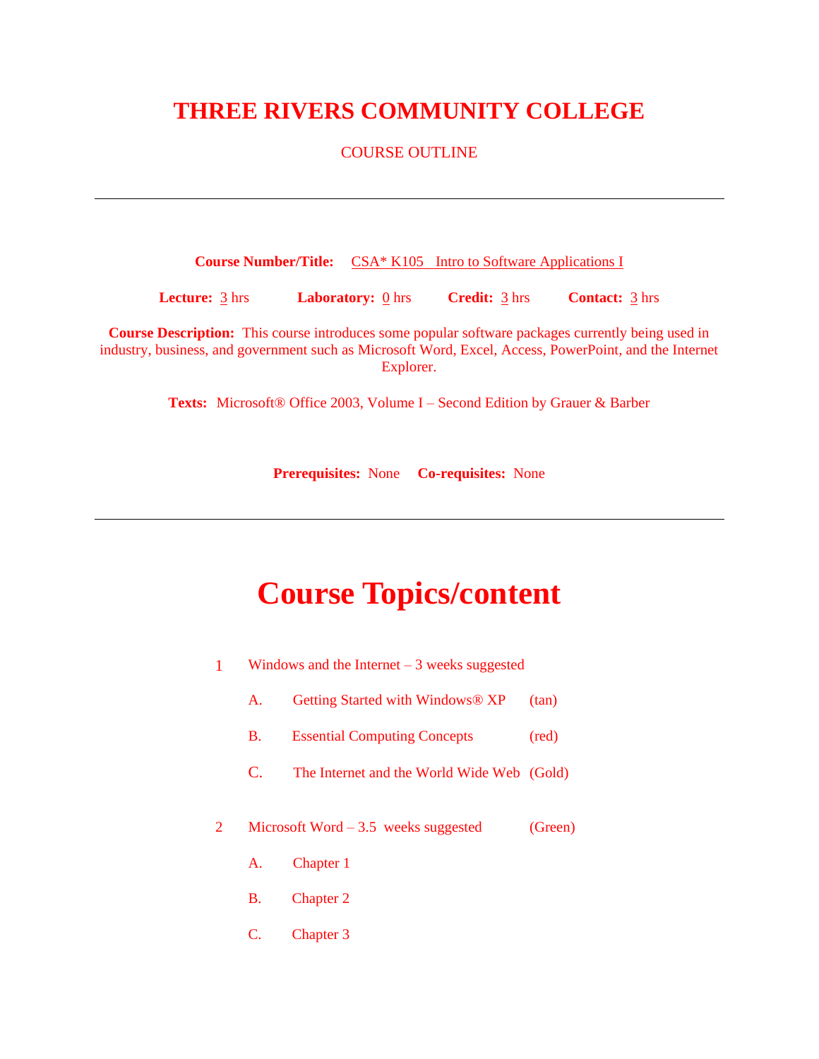# THREE RIVERS COMMUNITY COLLEGE

COURSE OUTLINE

---

**Course Number/Title:** CSA* K105 Intro to Software Applications I

**Lecture:** 3 hrs **Laboratory:** 0 hrs **Credit:** 3 hrs **Contact:** 3 hrs

**Course Description:** This course introduces some popular software packages currently being used in industry, business, and government such as Microsoft Word, Excel, Access, PowerPoint, and the Internet Explorer.

**Texts:** Microsoft® Office 2003, Volume I – Second Edition by Grauer & Barber

**Prerequisites:** None **Co-requisites:** None

---

# Course Topics/content

1. Windows and the Internet – 3 weeks suggested
   - A. Getting Started with Windows® XP (tan)
   - B. Essential Computing Concepts (red)
   - C. The Internet and the World Wide Web (Gold)

2. Microsoft Word – 3.5 weeks suggested (Green)
   - A. Chapter 1
   - B. Chapter 2
   - C. Chapter 3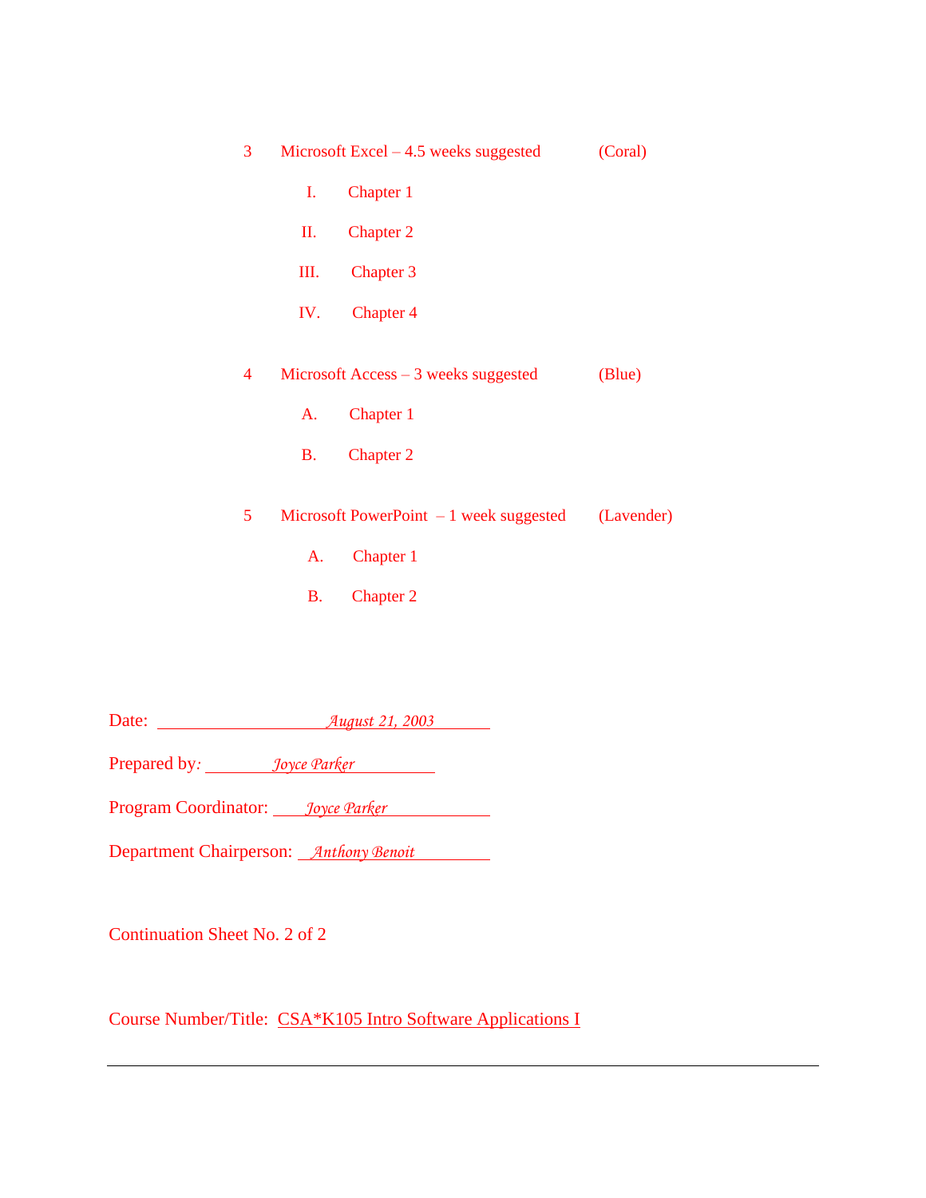3 Microsoft Excel – 4.5 weeks suggested (Coral)

I. Chapter 1

II. Chapter 2

III. Chapter 3

IV. Chapter 4

4 Microsoft Access – 3 weeks suggested (Blue)

A. Chapter 1

B. Chapter 2

5 Microsoft PowerPoint – 1 week suggested (Lavender)

A. Chapter 1

B. Chapter 2

Date: *August 21, 2003*

Prepared by: *Joyce Parker*

Program Coordinator: *Joyce Parker*

Department Chairperson: *Anthony Benoit*

Continuation Sheet No. 2 of 2

Course Number/Title: CSA*K105 Intro Software Applications I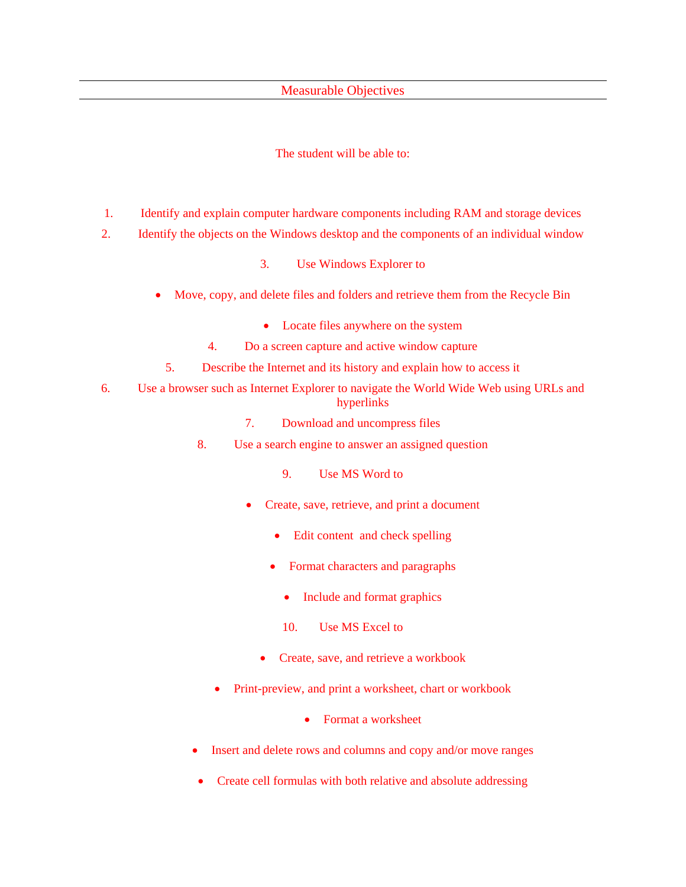## Measurable Objectives

The student will be able to:

1. Identify and explain computer hardware components including RAM and storage devices
2. Identify the objects on the Windows desktop and the components of an individual window
3. Use Windows Explorer to
   - Move, copy, and delete files and folders and retrieve them from the Recycle Bin
   - Locate files anywhere on the system
4. Do a screen capture and active window capture
5. Describe the Internet and its history and explain how to access it
6. Use a browser such as Internet Explorer to navigate the World Wide Web using URLs and hyperlinks
7. Download and uncompress files
8. Use a search engine to answer an assigned question
9. Use MS Word to
   - Create, save, retrieve, and print a document
   - Edit content and check spelling
   - Format characters and paragraphs
   - Include and format graphics
10. Use MS Excel to
    - Create, save, and retrieve a workbook
    - Print-preview, and print a worksheet, chart or workbook
    - Format a worksheet
    - Insert and delete rows and columns and copy and/or move ranges
    - Create cell formulas with both relative and absolute addressing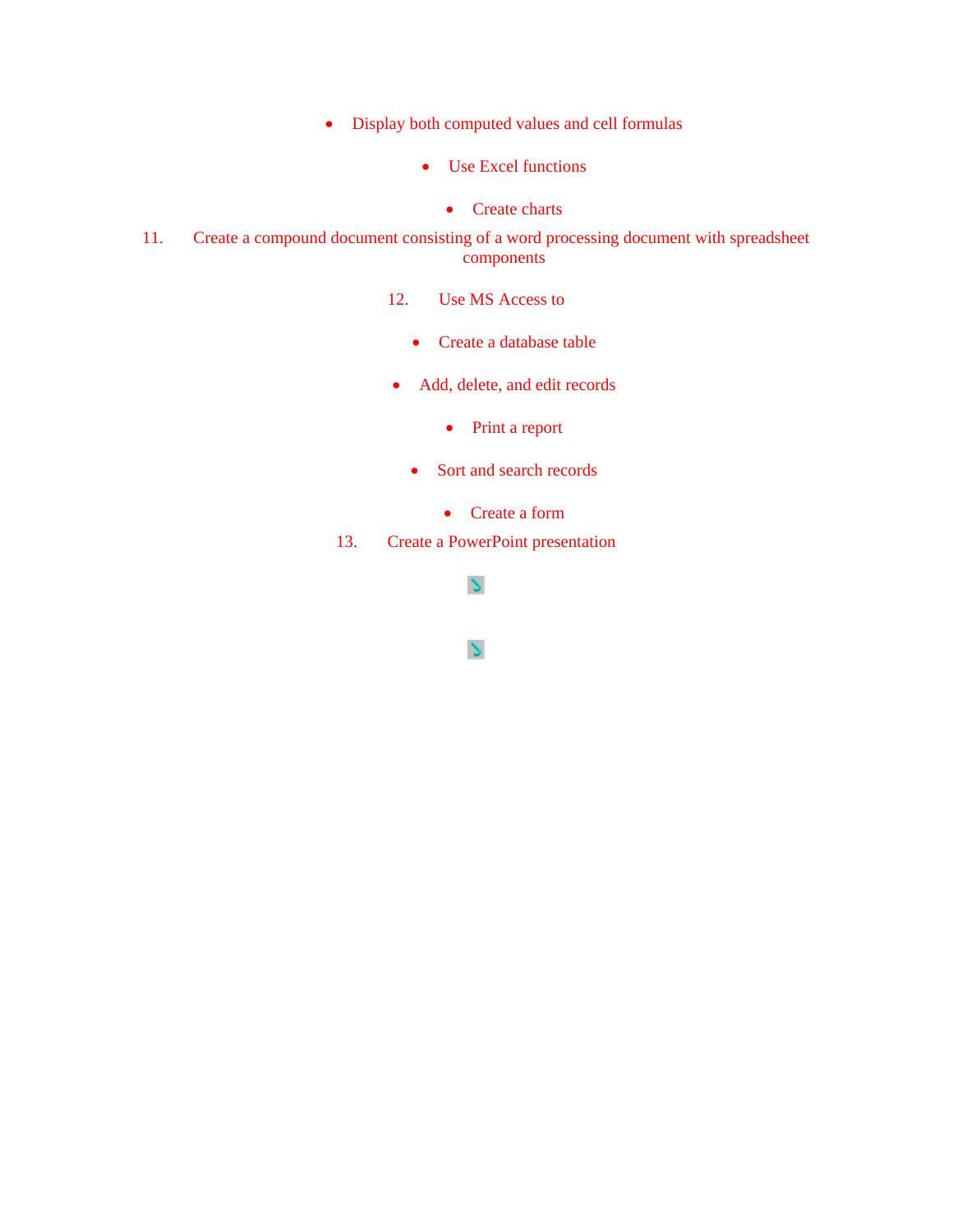- Display both computed values and cell formulas
- Use Excel functions
- Create charts

11. Create a compound document consisting of a word processing document with spreadsheet components

12. Use MS Access to

- Create a database table
- Add, delete, and edit records
- Print a report
- Sort and search records
- Create a form

13. Create a PowerPoint presentation